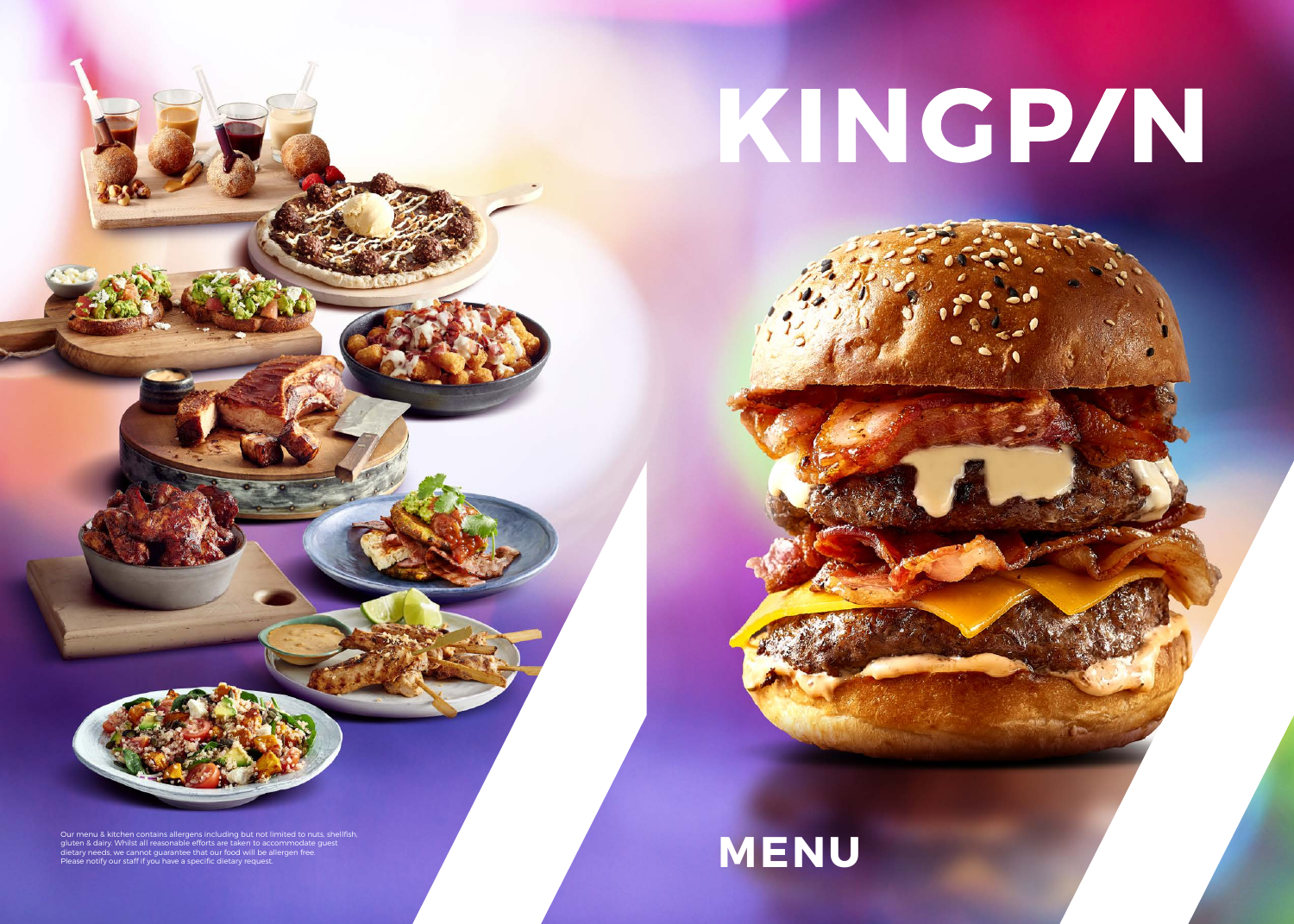# KINGPIN

# MENU

Our menu & kitchen contains allergens including but not limited to nuts, shellfish, gluten & dairy. Whilst all reasonable efforts are taken to accommodate guest dietary needs, we cannot guarantee that our food will be allergen free. Please notify our staff if you have a specific dietary request.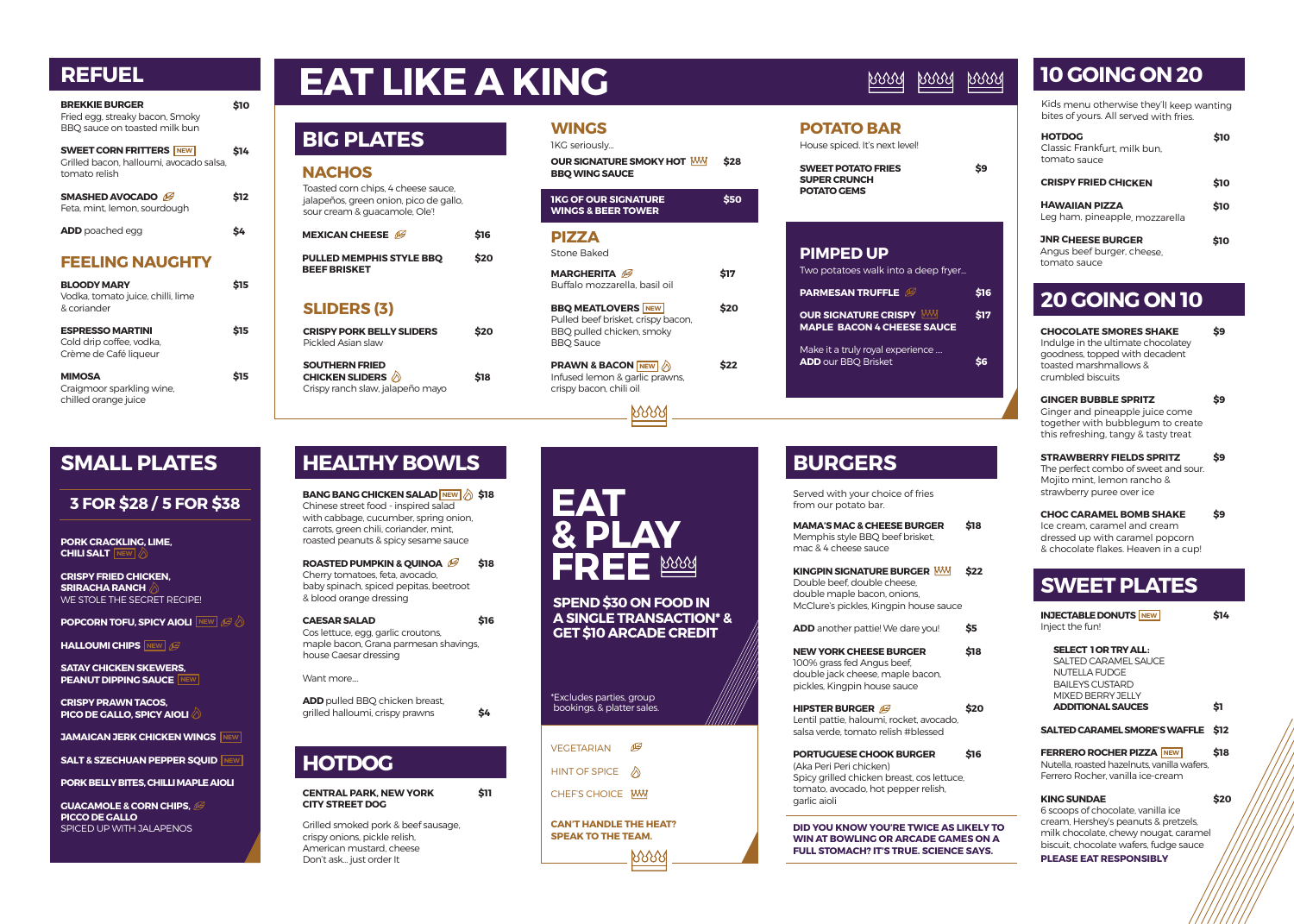## REFUEL

**BREKKIE BURGER** — $10
Fried egg, streaky bacon, Smoky BBQ sauce on toasted milk bun

**SWEET CORN FRITTERS** NEW — $14
Grilled bacon, halloumi, avocado salsa, tomato relish

**SMASHED AVOCADO** — $12
Feta, mint, lemon, sourdough

**ADD** poached egg — $4

## FEELING NAUGHTY

**BLOODY MARY** — $15
Vodka, tomato juice, chilli, lime & coriander

**ESPRESSO MARTINI** — $15
Cold drip coffee, vodka, Crème de Café liqueur

**MIMOSA** — $15
Craigmoor sparkling wine, chilled orange juice

# EAT LIKE A KING

## BIG PLATES

### NACHOS

Toasted corn chips, 4 cheese sauce, jalapeños, green onion, pico de gallo, sour cream & guacamole, Ole'!

**MEXICAN CHEESE** — $16

**PULLED MEMPHIS STYLE BBQ BEEF BRISKET** — $20

### SLIDERS (3)

**CRISPY PORK BELLY SLIDERS** — $20
Pickled Asian slaw

**SOUTHERN FRIED CHICKEN SLIDERS** — $18
Crispy ranch slaw, jalapeño mayo

## WINGS

1KG seriously...

**OUR SIGNATURE SMOKY HOT BBQ WING SAUCE** — $28

**1KG OF OUR SIGNATURE WINGS & BEER TOWER** — $50

## PIZZA

Stone Baked

**MARGHERITA** — $17
Buffalo mozzarella, basil oil

**BBQ MEATLOVERS** NEW — $20
Pulled beef brisket, crispy bacon, BBQ pulled chicken, smoky BBQ Sauce

**PRAWN & BACON** NEW — $22
Infused lemon & garlic prawns, crispy bacon, chili oil

## POTATO BAR

House spiced. It's next level!

**SWEET POTATO FRIES** — $9
**SUPER CRUNCH**
**POTATO GEMS**

## PIMPED UP

Two potatoes walk into a deep fryer...

**PARMESAN TRUFFLE** — $16

**OUR SIGNATURE CRISPY MAPLE BACON 4 CHEESE SAUCE** — $17

Make it a truly royal experience ....
**ADD** our BBQ Brisket — $6

## 10 GOING ON 20

Kids menu otherwise they'll keep wanting bites of yours. All served with fries.

**HOTDOG** — $10
Classic Frankfurt, milk bun, tomato sauce

**CRISPY FRIED CHICKEN** — $10

**HAWAIIAN PIZZA** — $10
Leg ham, pineapple, mozzarella

**JNR CHEESE BURGER** — $10
Angus beef burger, cheese, tomato sauce

## 20 GOING ON 10

**CHOCOLATE SMORES SHAKE** — $9
Indulge in the ultimate chocolatey goodness, topped with decadent toasted marshmallows & crumbled biscuits

**GINGER BUBBLE SPRITZ** — $9
Ginger and pineapple juice come together with bubblegum to create this refreshing, tangy & tasty treat

**STRAWBERRY FIELDS SPRITZ** — $9
The perfect combo of sweet and sour. Mojito mint, lemon rancho & strawberry puree over ice

**CHOC CARAMEL BOMB SHAKE** — $9
Ice cream, caramel and cream dressed up with caramel popcorn & chocolate flakes. Heaven in a cup!

## SMALL PLATES

### 3 FOR $28 / 5 FOR $38

- **PORK CRACKLING, LIME, CHILI SALT** NEW
- **CRISPY FRIED CHICKEN, SRIRACHA RANCH** WE STOLE THE SECRET RECIPE!
- **POPCORN TOFU, SPICY AIOLI** NEW
- **HALLOUMI CHIPS** NEW
- **SATAY CHICKEN SKEWERS, PEANUT BUTTER SAUCE** NEW
- **CRISPY PRAWN TACOS, PICO DE GALLO, SPICY AIOLI**
- **JAMAICAN JERK CHICKEN WINGS** NEW
- **SALT & SZECHUAN PEPPER SQUID** NEW
- **PORK BELLY BITES, CHILLI MAPLE AIOLI**
- **GUACAMOLE & CORN CHIPS, PICCO DE GALLO** SPICED UP WITH JALAPENOS

## HEALTHY BOWLS

**BANG BANG CHICKEN SALAD** NEW — $18
Chinese street food - inspired salad with cabbage, cucumber, spring onion, carrots, green chili, coriander, mint, roasted peanuts & spicy sesame sauce

**ROASTED PUMPKIN & QUINOA** — $18
Cherry tomatoes, feta, avocado, baby spinach, spiced pepitas, beetroot & blood orange dressing

**CAESAR SALAD** — $16
Cos lettuce, egg, garlic croutons, maple bacon, Grana parmesan shavings, house Caesar dressing

Want more....

**ADD** pulled BBQ chicken breast, grilled halloumi, crispy prawns — $4

## HOTDOG

**CENTRAL PARK, NEW YORK CITY STREET DOG** — $11

Grilled smoked pork & beef sausage, crispy onions, pickle relish, American mustard, cheese
Don't ask... just order It

# EAT & PLAY FREE

**SPEND $30 ON FOOD IN A SINGLE TRANSACTION* & GET $10 ARCADE CREDIT**

*Excludes parties, group bookings, & platter sales.

VEGETARIAN
HINT OF SPICE
CHEF'S CHOICE

**CAN'T HANDLE THE HEAT? SPEAK TO THE TEAM.**

## BURGERS

Served with your choice of fries from our potato bar.

**MAMA'S MAC & CHEESE BURGER** — $18
Memphis style BBQ beef brisket, mac & 4 cheese sauce

**KINGPIN SIGNATURE BURGER** — $22
Double beef, double cheese, double maple bacon, onions, McClure's pickles, Kingpin house sauce

**ADD** another pattie! We dare you! — $5

**NEW YORK CHEESE BURGER** — $18
100% grass fed Angus beef, double jack cheese, maple bacon, pickles, Kingpin house sauce

**HIPSTER BURGER** — $20
Lentil pattie, haloumi, rocket, avocado, salsa verde, tomato relish #blessed

**PORTUGUESE CHOOK BURGER** — $16
(Aka Peri Peri chicken)
Spicy grilled chicken breast, cos lettuce, tomato, avocado, hot pepper relish, garlic aioli

**DID YOU KNOW YOU'RE TWICE AS LIKELY TO WIN AT BOWLING OR ARCADE GAMES ON A FULL STOMACH? IT'S TRUE. SCIENCE SAYS.**

## SWEET PLATES

**INJECTABLE DONUTS** NEW — $14
Inject the fun!

**SELECT 1 OR TRY ALL:**
SALTED CARAMEL SAUCE
NUTELLA FUDGE
BAILEYS CUSTARD
MIXED BERRY JELLY
**ADDITIONAL SAUCES** — $1

**SALTED CARAMEL SMORE'S WAFFLE** — $12

**FERRERO ROCHER PIZZA** NEW — $18
Nutella, roasted hazelnuts, vanilla wafers, Ferrero Rocher, vanilla ice-cream

**KING SUNDAE** — $20
6 scoops of chocolate, vanilla ice cream, Hershey's peanuts & pretzels, milk chocolate, chewy nougat, caramel biscuit, chocolate wafers, fudge sauce

**PLEASE EAT RESPONSIBLY**